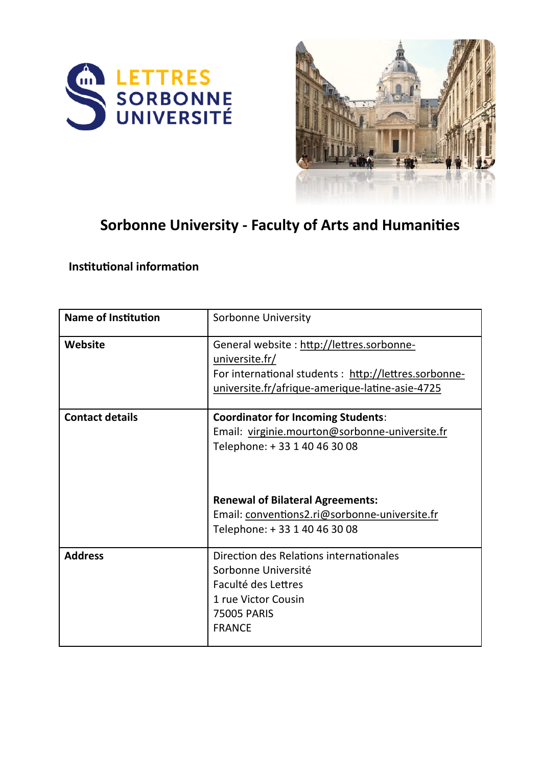# Sorbonne University - Faculty of Arts and Humanities

## Institutional information

| **Name of Institution** | Sorbonne University |
|---|---|
| **Website** | General website : http://lettres.sorbonne-universite.fr/<br>For international students : http://lettres.sorbonne-universite.fr/afrique-amerique-latine-asie-4725 |
| **Contact details** | **Coordinator for Incoming Students**:<br>Email: virginie.mourton@sorbonne-universite.fr<br>Telephone: + 33 1 40 46 30 08<br><br>**Renewal of Bilateral Agreements:**<br>Email: conventions2.ri@sorbonne-universite.fr<br>Telephone: + 33 1 40 46 30 08 |
| **Address** | Direction des Relations internationales<br>Sorbonne Université<br>Faculté des Lettres<br>1 rue Victor Cousin<br>75005 PARIS<br>FRANCE |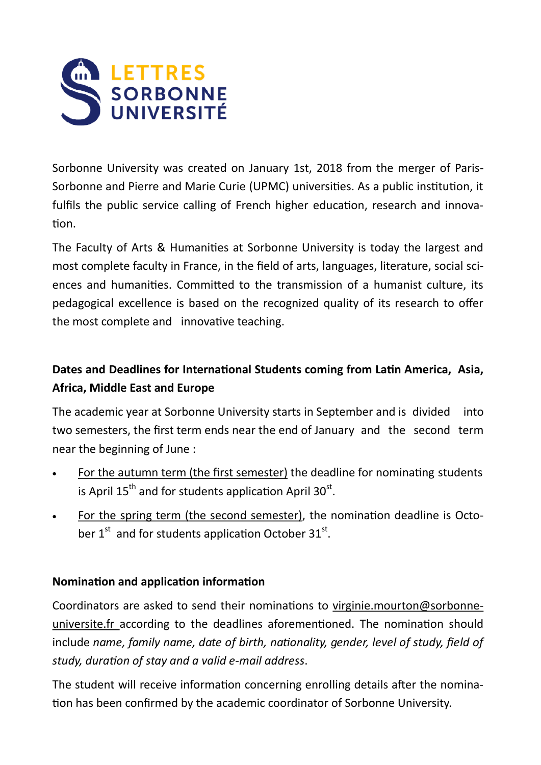LETTRES
SORBONNE
UNIVERSITÉ

Sorbonne University was created on January 1st, 2018 from the merger of Paris-Sorbonne and Pierre and Marie Curie (UPMC) universities. As a public institution, it fulfils the public service calling of French higher education, research and innovation.

The Faculty of Arts & Humanities at Sorbonne University is today the largest and most complete faculty in France, in the field of arts, languages, literature, social sciences and humanities. Committed to the transmission of a humanist culture, its pedagogical excellence is based on the recognized quality of its research to offer the most complete and innovative teaching.

**Dates and Deadlines for International Students coming from Latin America, Asia, Africa, Middle East and Europe**

The academic year at Sorbonne University starts in September and is divided into two semesters, the first term ends near the end of January and the second term near the beginning of June :

- For the autumn term (the first semester) the deadline for nominating students is April 15th and for students application April 30st.
- For the spring term (the second semester), the nomination deadline is October 1st and for students application October 31st.

**Nomination and application information**

Coordinators are asked to send their nominations to virginie.mourton@sorbonne-universite.fr according to the deadlines aforementioned. The nomination should include *name, family name, date of birth, nationality, gender, level of study, field of study, duration of stay and a valid e-mail address*.

The student will receive information concerning enrolling details after the nomination has been confirmed by the academic coordinator of Sorbonne University.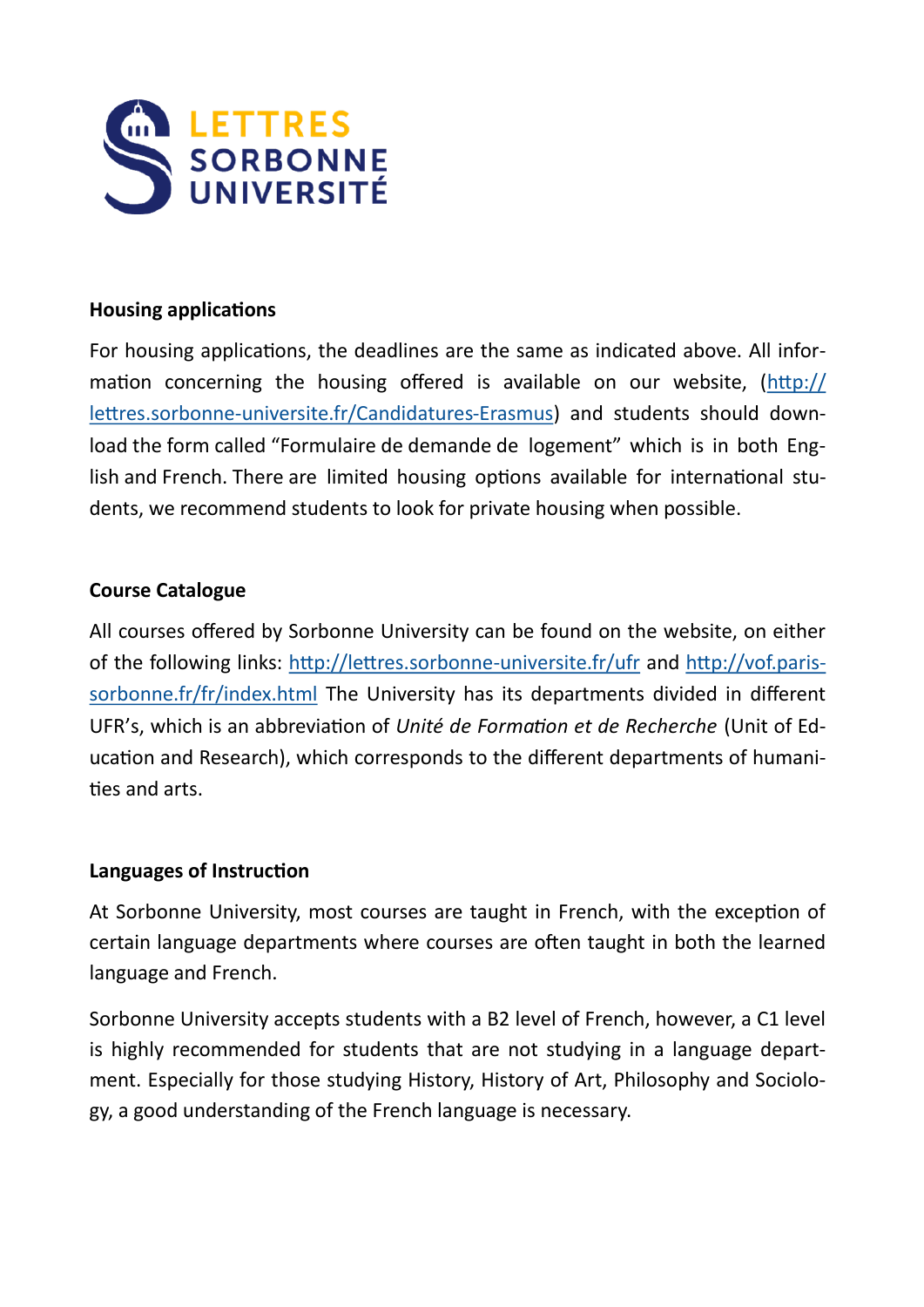## Housing applications

For housing applications, the deadlines are the same as indicated above. All information concerning the housing offered is available on our website, ([http://lettres.sorbonne-universite.fr/Candidatures-Erasmus](http://lettres.sorbonne-universite.fr/Candidatures-Erasmus)) and students should download the form called "Formulaire de demande de logement" which is in both English and French. There are limited housing options available for international students, we recommend students to look for private housing when possible.

## Course Catalogue

All courses offered by Sorbonne University can be found on the website, on either of the following links: [http://lettres.sorbonne-universite.fr/ufr](http://lettres.sorbonne-universite.fr/ufr) and [http://vof.paris-sorbonne.fr/fr/index.html](http://vof.paris-sorbonne.fr/fr/index.html) The University has its departments divided in different UFR's, which is an abbreviation of *Unité de Formation et de Recherche* (Unit of Education and Research), which corresponds to the different departments of humanities and arts.

## Languages of Instruction

At Sorbonne University, most courses are taught in French, with the exception of certain language departments where courses are often taught in both the learned language and French.

Sorbonne University accepts students with a B2 level of French, however, a C1 level is highly recommended for students that are not studying in a language department. Especially for those studying History, History of Art, Philosophy and Sociology, a good understanding of the French language is necessary.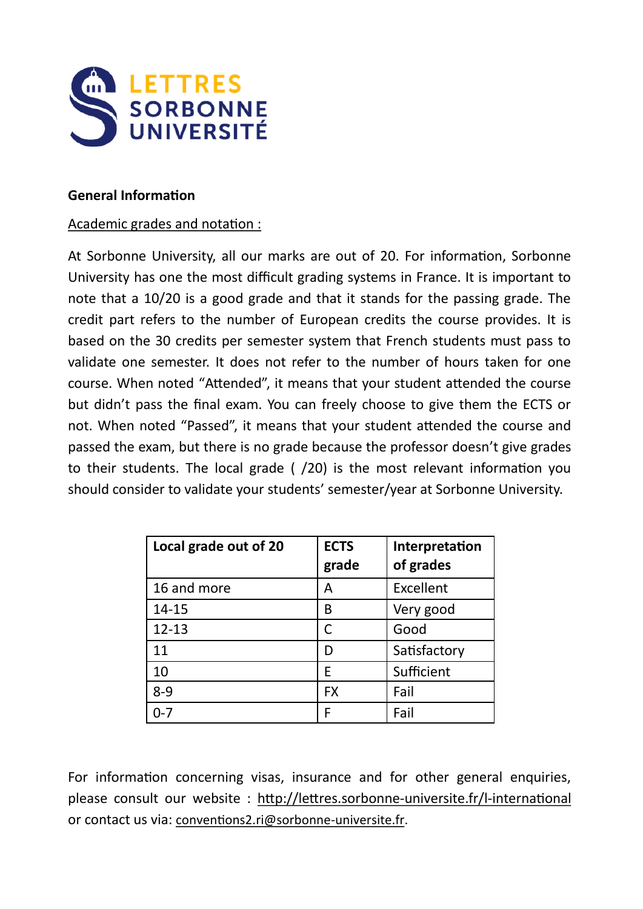LETTRES SORBONNE UNIVERSITÉ

**General Information**

Academic grades and notation :

At Sorbonne University, all our marks are out of 20. For information, Sorbonne University has one the most difficult grading systems in France. It is important to note that a 10/20 is a good grade and that it stands for the passing grade. The credit part refers to the number of European credits the course provides. It is based on the 30 credits per semester system that French students must pass to validate one semester. It does not refer to the number of hours taken for one course. When noted “Attended”, it means that your student attended the course but didn’t pass the final exam. You can freely choose to give them the ECTS or not. When noted “Passed”, it means that your student attended the course and passed the exam, but there is no grade because the professor doesn’t give grades to their students. The local grade ( /20) is the most relevant information you should consider to validate your students’ semester/year at Sorbonne University.

| Local grade out of 20 | ECTS grade | Interpretation of grades |
|---|---|---|
| 16 and more | A | Excellent |
| 14-15 | B | Very good |
| 12-13 | C | Good |
| 11 | D | Satisfactory |
| 10 | E | Sufficient |
| 8-9 | FX | Fail |
| 0-7 | F | Fail |

For information concerning visas, insurance and for other general enquiries, please consult our website : http://lettres.sorbonne-universite.fr/l-international or contact us via: conventions2.ri@sorbonne-universite.fr.